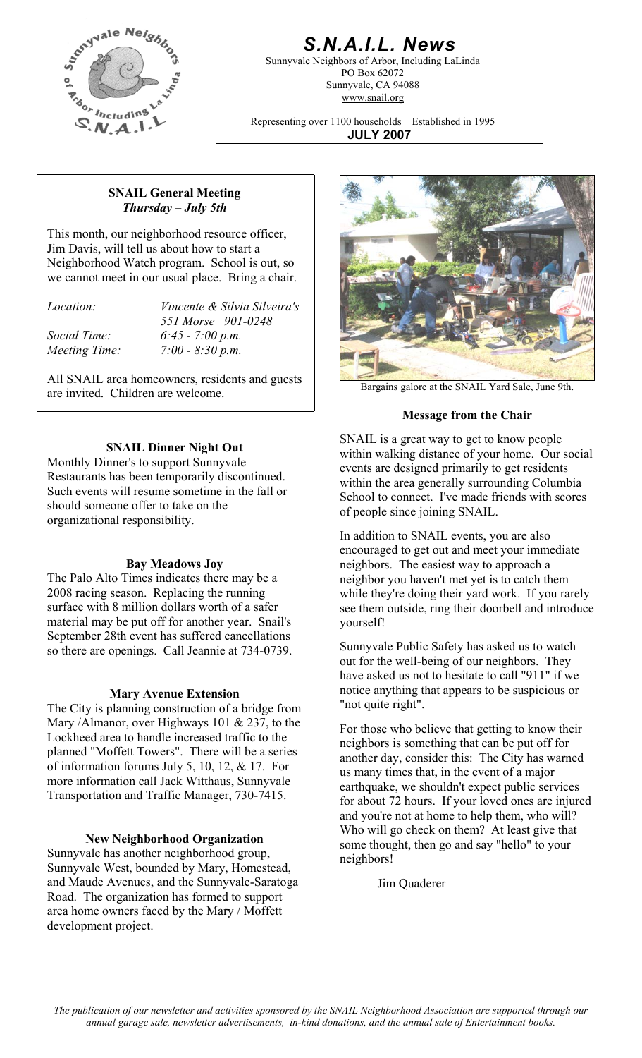# S.N.A.I.L. News

Sunnyvale Neighbors of Arbor, Including LaLinda
PO Box 62072
Sunnyvale, CA 94088
www.snail.org

Representing over 1100 households Established in 1995

**JULY 2007**

## SNAIL General Meeting
*Thursday – July 5th*

This month, our neighborhood resource officer, Jim Davis, will tell us about how to start a Neighborhood Watch program. School is out, so we cannot meet in our usual place. Bring a chair.

| | |
|---|---|
| *Location:* | *Vincente & Silvia Silveira's 551 Morse 901-0248* |
| *Social Time:* | *6:45 - 7:00 p.m.* |
| *Meeting Time:* | *7:00 - 8:30 p.m.* |

All SNAIL area homeowners, residents and guests are invited. Children are welcome.

Bargains galore at the SNAIL Yard Sale, June 9th.

## SNAIL Dinner Night Out

Monthly Dinner's to support Sunnyvale Restaurants has been temporarily discontinued. Such events will resume sometime in the fall or should someone offer to take on the organizational responsibility.

## Bay Meadows Joy

The Palo Alto Times indicates there may be a 2008 racing season. Replacing the running surface with 8 million dollars worth of a safer material may be put off for another year. Snail's September 28th event has suffered cancellations so there are openings. Call Jeannie at 734-0739.

## Mary Avenue Extension

The City is planning construction of a bridge from Mary /Almanor, over Highways 101 & 237, to the Lockheed area to handle increased traffic to the planned "Moffett Towers". There will be a series of information forums July 5, 10, 12, & 17. For more information call Jack Witthaus, Sunnyvale Transportation and Traffic Manager, 730-7415.

## New Neighborhood Organization

Sunnyvale has another neighborhood group, Sunnyvale West, bounded by Mary, Homestead, and Maude Avenues, and the Sunnyvale-Saratoga Road. The organization has formed to support area home owners faced by the Mary / Moffett development project.

## Message from the Chair

SNAIL is a great way to get to know people within walking distance of your home. Our social events are designed primarily to get residents within the area generally surrounding Columbia School to connect. I've made friends with scores of people since joining SNAIL.

In addition to SNAIL events, you are also encouraged to get out and meet your immediate neighbors. The easiest way to approach a neighbor you haven't met yet is to catch them while they're doing their yard work. If you rarely see them outside, ring their doorbell and introduce yourself!

Sunnyvale Public Safety has asked us to watch out for the well-being of our neighbors. They have asked us not to hesitate to call "911" if we notice anything that appears to be suspicious or "not quite right".

For those who believe that getting to know their neighbors is something that can be put off for another day, consider this: The City has warned us many times that, in the event of a major earthquake, we shouldn't expect public services for about 72 hours. If your loved ones are injured and you're not at home to help them, who will? Who will go check on them? At least give that some thought, then go and say "hello" to your neighbors!

Jim Quaderer

*The publication of our newsletter and activities sponsored by the SNAIL Neighborhood Association are supported through our annual garage sale, newsletter advertisements, in-kind donations, and the annual sale of Entertainment books.*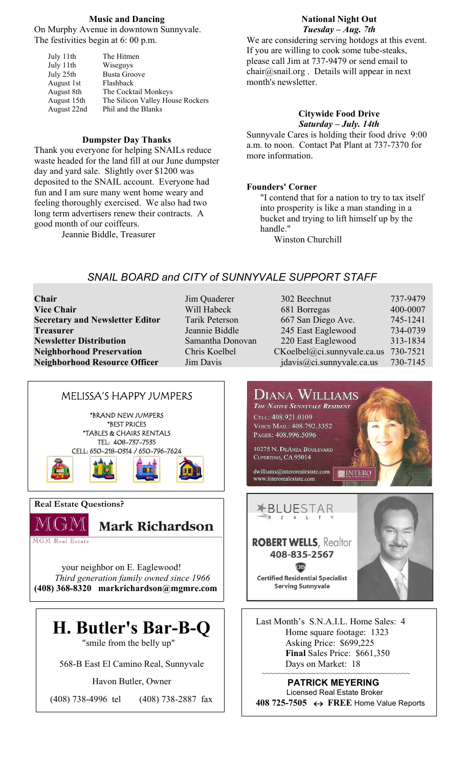### Music and Dancing

On Murphy Avenue in downtown Sunnyvale.
The festivities begin at 6: 00 p.m.

| | |
|---|---|
| July 11th | The Hitmen |
| July 11th | Wiseguys |
| July 25th | Busta Groove |
| August 1st | Flashback |
| August 8th | The Cocktail Monkeys |
| August 15th | The Silicon Valley House Rockers |
| August 22nd | Phil and the Blanks |

### Dumpster Day Thanks

Thank you everyone for helping SNAILs reduce waste headed for the land fill at our June dumpster day and yard sale. Slightly over $1200 was deposited to the SNAIL account. Everyone had fun and I am sure many went home weary and feeling thoroughly exercised. We also had two long term advertisers renew their contracts. A good month of our coiffeurs.

Jeannie Biddle, Treasurer

### National Night Out
***Tuesday – Aug. 7th***

We are considering serving hotdogs at this event. If you are willing to cook some tube-steaks, please call Jim at 737-9479 or send email to chair@snail.org . Details will appear in next month's newsletter.

### Citywide Food Drive
***Saturday – July. 14th***

Sunnyvale Cares is holding their food drive 9:00 a.m. to noon. Contact Pat Plant at 737-7370 for more information.

### Founders' Corner

"I contend that for a nation to try to tax itself into prosperity is like a man standing in a bucket and trying to lift himself up by the handle."

Winston Churchill

## *SNAIL BOARD and CITY of SUNNYVALE SUPPORT STAFF*

| | | | |
|---|---|---|---|
| **Chair** | Jim Quaderer | 302 Beechnut | 737-9479 |
| **Vice Chair** | Will Habeck | 681 Borregas | 400-0007 |
| **Secretary and Newsletter Editor** | Tarik Peterson | 667 San Diego Ave. | 745-1241 |
| **Treasurer** | Jeannie Biddle | 245 East Eaglewood | 734-0739 |
| **Newsletter Distribution** | Samantha Donovan | 220 East Eaglewood | 313-1834 |
| **Neighborhood Preservation** | Chris Koelbel | CKoelbel@ci.sunnyvale.ca.us | 730-7521 |
| **Neighborhood Resource Officer** | Jim Davis | jdavis@ci.sunnyvale.ca.us | 730-7145 |

MELISSA'S HAPPY JUMPERS

*BRAND NEW JUMPERS
*BEST PRICES
*TABLES & CHAIRS RENTALS
TEL: 408-737-7535
CELL: 650-218-0314 / 650-796-7624

DIANA WILLIAMS
*THE NATIVE SUNNYVALE RESIDENT*
CELL: 408.921.0109
VOICE MAIL: 408.792.3352
PAGER: 408.996.5096
10275 N. DEANZA BOULEVARD
CUPERTINO, CA 95014
dwilliams@interorealestate.com
www.interorealestate.com
INTERO

**Real Estate Questions?**

MGM **Mark Richardson**
MGM Real Estate

your neighbor on E. Eaglewood!
*Third generation family owned since 1966*
**(408) 368-8320 markrichardson@mgmre.com**

BLUESTAR REALTY
**ROBERT WELLS**, Realtor
**408-835-2567**
CRS
**Certified Residential Specialist**
**Serving Sunnyvale**

# H. Butler's Bar-B-Q

"smile from the belly up"

568-B East El Camino Real, Sunnyvale

Havon Butler, Owner

(408) 738-4996 tel (408) 738-2887 fax

Last Month's S.N.A.I.L. Home Sales: 4
Home square footage: 1323
Asking Price: $699,225
**Final** Sales Price: $661,350
Days on Market: 18

**PATRICK MEYERING**
Licensed Real Estate Broker
**408 725-7505** ↔ **FREE** Home Value Reports